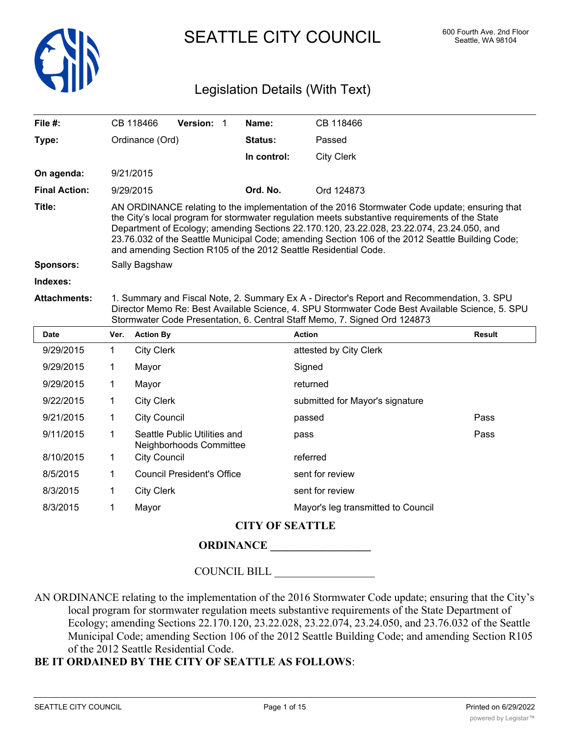# SEATTLE CITY COUNCIL

600 Fourth Ave. 2nd Floor
Seattle, WA 98104

## Legislation Details (With Text)

| | | | |
|---|---|---|---|
| **File #:** | CB 118466 **Version:** 1 | **Name:** | CB 118466 |
| **Type:** | Ordinance (Ord) | **Status:** | Passed |
| | | **In control:** | City Clerk |
| **On agenda:** | 9/21/2015 | | |
| **Final Action:** | 9/29/2015 | **Ord. No.** | Ord 124873 |

**Title:** AN ORDINANCE relating to the implementation of the 2016 Stormwater Code update; ensuring that the City's local program for stormwater regulation meets substantive requirements of the State Department of Ecology; amending Sections 22.170.120, 23.22.028, 23.22.074, 23.24.050, and 23.76.032 of the Seattle Municipal Code; amending Section 106 of the 2012 Seattle Building Code; and amending Section R105 of the 2012 Seattle Residential Code.

**Sponsors:** Sally Bagshaw

**Indexes:**

**Attachments:** 1. Summary and Fiscal Note, 2. Summary Ex A - Director's Report and Recommendation, 3. SPU Director Memo Re: Best Available Science, 4. SPU Stormwater Code Best Available Science, 5. SPU Stormwater Code Presentation, 6. Central Staff Memo, 7. Signed Ord 124873

| Date | Ver. | Action By | Action | Result |
|---|---|---|---|---|
| 9/29/2015 | 1 | City Clerk | attested by City Clerk | |
| 9/29/2015 | 1 | Mayor | Signed | |
| 9/29/2015 | 1 | Mayor | returned | |
| 9/22/2015 | 1 | City Clerk | submitted for Mayor's signature | |
| 9/21/2015 | 1 | City Council | passed | Pass |
| 9/11/2015 | 1 | Seattle Public Utilities and Neighborhoods Committee | pass | Pass |
| 8/10/2015 | 1 | City Council | referred | |
| 8/5/2015 | 1 | Council President's Office | sent for review | |
| 8/3/2015 | 1 | City Clerk | sent for review | |
| 8/3/2015 | 1 | Mayor | Mayor's leg transmitted to Council | |

**CITY OF SEATTLE**

**ORDINANCE __________________**

COUNCIL BILL __________________

AN ORDINANCE relating to the implementation of the 2016 Stormwater Code update; ensuring that the City's local program for stormwater regulation meets substantive requirements of the State Department of Ecology; amending Sections 22.170.120, 23.22.028, 23.22.074, 23.24.050, and 23.76.032 of the Seattle Municipal Code; amending Section 106 of the 2012 Seattle Building Code; and amending Section R105 of the 2012 Seattle Residential Code.

**BE IT ORDAINED BY THE CITY OF SEATTLE AS FOLLOWS**: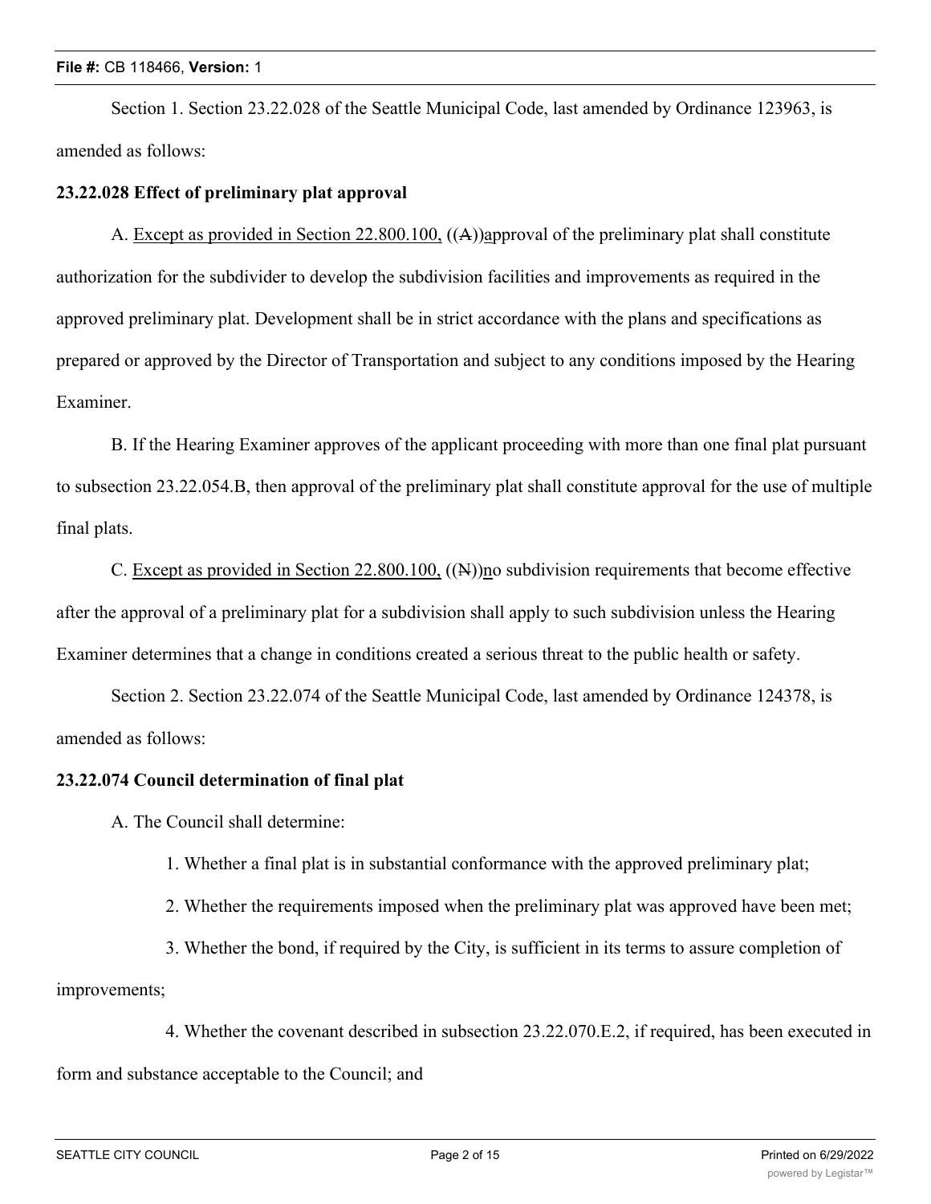Section 1. Section 23.22.028 of the Seattle Municipal Code, last amended by Ordinance 123963, is amended as follows:

**23.22.028 Effect of preliminary plat approval**

A. Except as provided in Section 22.800.100, ((A))approval of the preliminary plat shall constitute authorization for the subdivider to develop the subdivision facilities and improvements as required in the approved preliminary plat. Development shall be in strict accordance with the plans and specifications as prepared or approved by the Director of Transportation and subject to any conditions imposed by the Hearing Examiner.

B. If the Hearing Examiner approves of the applicant proceeding with more than one final plat pursuant to subsection 23.22.054.B, then approval of the preliminary plat shall constitute approval for the use of multiple final plats.

C. Except as provided in Section 22.800.100, ((N))no subdivision requirements that become effective after the approval of a preliminary plat for a subdivision shall apply to such subdivision unless the Hearing Examiner determines that a change in conditions created a serious threat to the public health or safety.

Section 2. Section 23.22.074 of the Seattle Municipal Code, last amended by Ordinance 124378, is amended as follows:

**23.22.074 Council determination of final plat**

A. The Council shall determine:

1. Whether a final plat is in substantial conformance with the approved preliminary plat;

2. Whether the requirements imposed when the preliminary plat was approved have been met;

3. Whether the bond, if required by the City, is sufficient in its terms to assure completion of improvements;

4. Whether the covenant described in subsection 23.22.070.E.2, if required, has been executed in form and substance acceptable to the Council; and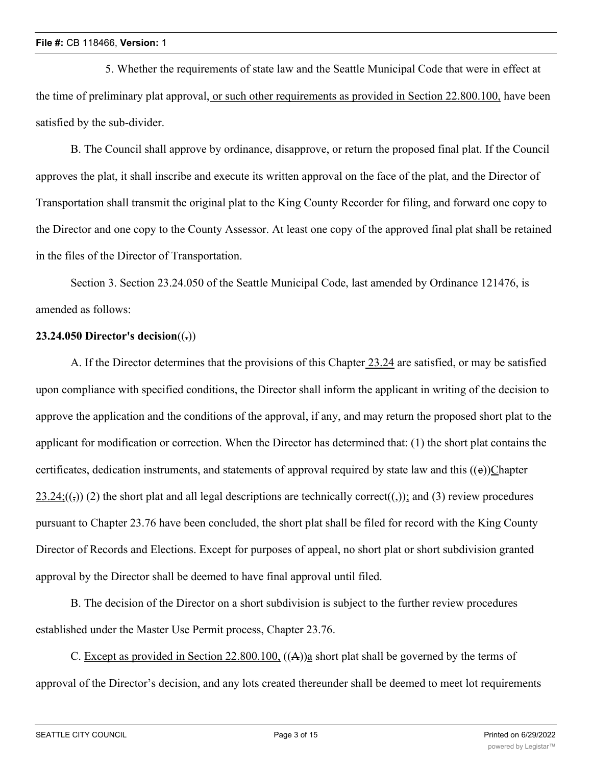5. Whether the requirements of state law and the Seattle Municipal Code that were in effect at the time of preliminary plat approval, or such other requirements as provided in Section 22.800.100, have been satisfied by the sub-divider.

B. The Council shall approve by ordinance, disapprove, or return the proposed final plat. If the Council approves the plat, it shall inscribe and execute its written approval on the face of the plat, and the Director of Transportation shall transmit the original plat to the King County Recorder for filing, and forward one copy to the Director and one copy to the County Assessor. At least one copy of the approved final plat shall be retained in the files of the Director of Transportation.

Section 3. Section 23.24.050 of the Seattle Municipal Code, last amended by Ordinance 121476, is amended as follows:

**23.24.050 Director's decision**((,))

A. If the Director determines that the provisions of this Chapter 23.24 are satisfied, or may be satisfied upon compliance with specified conditions, the Director shall inform the applicant in writing of the decision to approve the application and the conditions of the approval, if any, and may return the proposed short plat to the applicant for modification or correction. When the Director has determined that: (1) the short plat contains the certificates, dedication instruments, and statements of approval required by state law and this ((c))Chapter 23.24;((,)) (2) the short plat and all legal descriptions are technically correct((,)); and (3) review procedures pursuant to Chapter 23.76 have been concluded, the short plat shall be filed for record with the King County Director of Records and Elections. Except for purposes of appeal, no short plat or short subdivision granted approval by the Director shall be deemed to have final approval until filed.

B. The decision of the Director on a short subdivision is subject to the further review procedures established under the Master Use Permit process, Chapter 23.76.

C. Except as provided in Section 22.800.100, ((A))a short plat shall be governed by the terms of approval of the Director's decision, and any lots created thereunder shall be deemed to meet lot requirements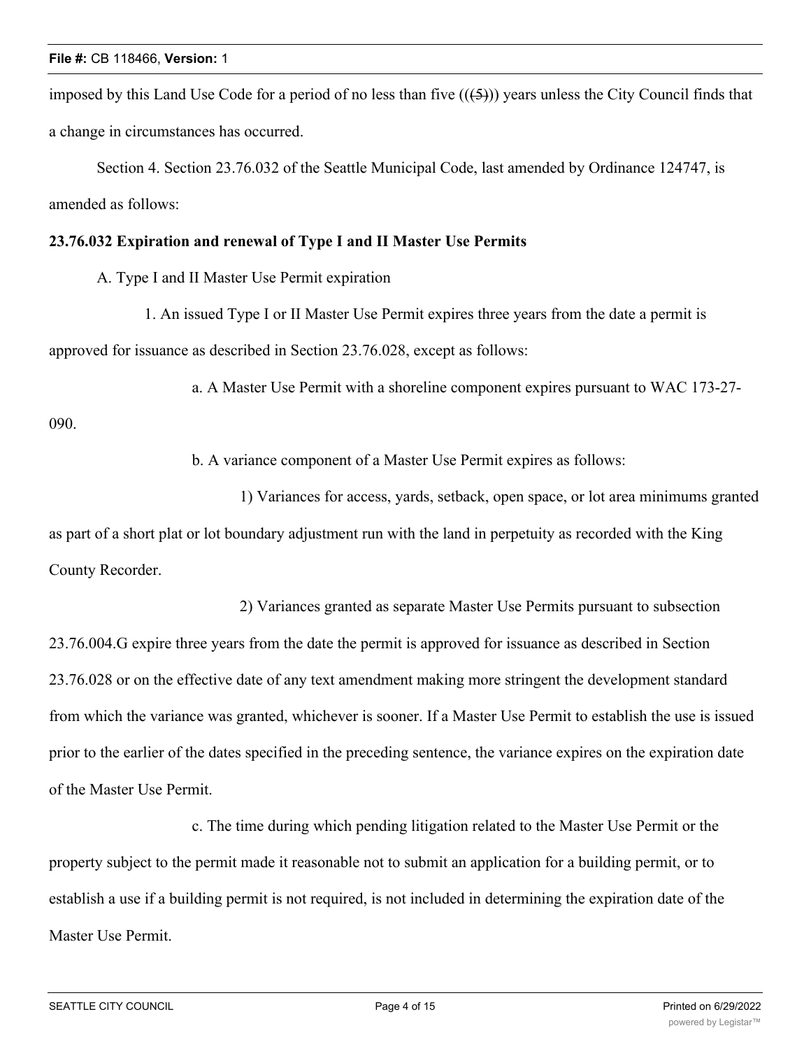imposed by this Land Use Code for a period of no less than five (((5))) years unless the City Council finds that a change in circumstances has occurred.

Section 4. Section 23.76.032 of the Seattle Municipal Code, last amended by Ordinance 124747, is amended as follows:

**23.76.032 Expiration and renewal of Type I and II Master Use Permits**

A. Type I and II Master Use Permit expiration

1. An issued Type I or II Master Use Permit expires three years from the date a permit is approved for issuance as described in Section 23.76.028, except as follows:

a. A Master Use Permit with a shoreline component expires pursuant to WAC 173-27-090.

b. A variance component of a Master Use Permit expires as follows:

1) Variances for access, yards, setback, open space, or lot area minimums granted as part of a short plat or lot boundary adjustment run with the land in perpetuity as recorded with the King County Recorder.

2) Variances granted as separate Master Use Permits pursuant to subsection 23.76.004.G expire three years from the date the permit is approved for issuance as described in Section 23.76.028 or on the effective date of any text amendment making more stringent the development standard from which the variance was granted, whichever is sooner. If a Master Use Permit to establish the use is issued prior to the earlier of the dates specified in the preceding sentence, the variance expires on the expiration date of the Master Use Permit.

c. The time during which pending litigation related to the Master Use Permit or the property subject to the permit made it reasonable not to submit an application for a building permit, or to establish a use if a building permit is not required, is not included in determining the expiration date of the Master Use Permit.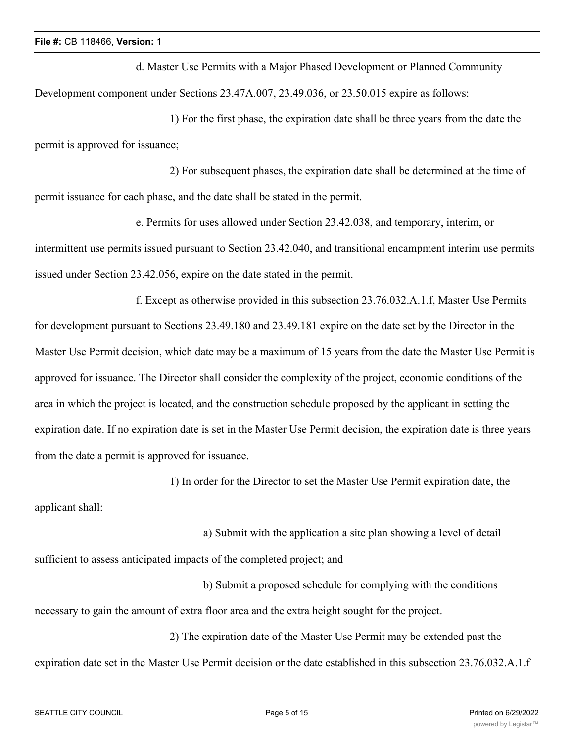d. Master Use Permits with a Major Phased Development or Planned Community Development component under Sections 23.47A.007, 23.49.036, or 23.50.015 expire as follows:

1) For the first phase, the expiration date shall be three years from the date the permit is approved for issuance;

2) For subsequent phases, the expiration date shall be determined at the time of permit issuance for each phase, and the date shall be stated in the permit.

e. Permits for uses allowed under Section 23.42.038, and temporary, interim, or intermittent use permits issued pursuant to Section 23.42.040, and transitional encampment interim use permits issued under Section 23.42.056, expire on the date stated in the permit.

f. Except as otherwise provided in this subsection 23.76.032.A.1.f, Master Use Permits for development pursuant to Sections 23.49.180 and 23.49.181 expire on the date set by the Director in the Master Use Permit decision, which date may be a maximum of 15 years from the date the Master Use Permit is approved for issuance. The Director shall consider the complexity of the project, economic conditions of the area in which the project is located, and the construction schedule proposed by the applicant in setting the expiration date. If no expiration date is set in the Master Use Permit decision, the expiration date is three years from the date a permit is approved for issuance.

1) In order for the Director to set the Master Use Permit expiration date, the applicant shall:

a) Submit with the application a site plan showing a level of detail sufficient to assess anticipated impacts of the completed project; and

b) Submit a proposed schedule for complying with the conditions necessary to gain the amount of extra floor area and the extra height sought for the project.

2) The expiration date of the Master Use Permit may be extended past the expiration date set in the Master Use Permit decision or the date established in this subsection 23.76.032.A.1.f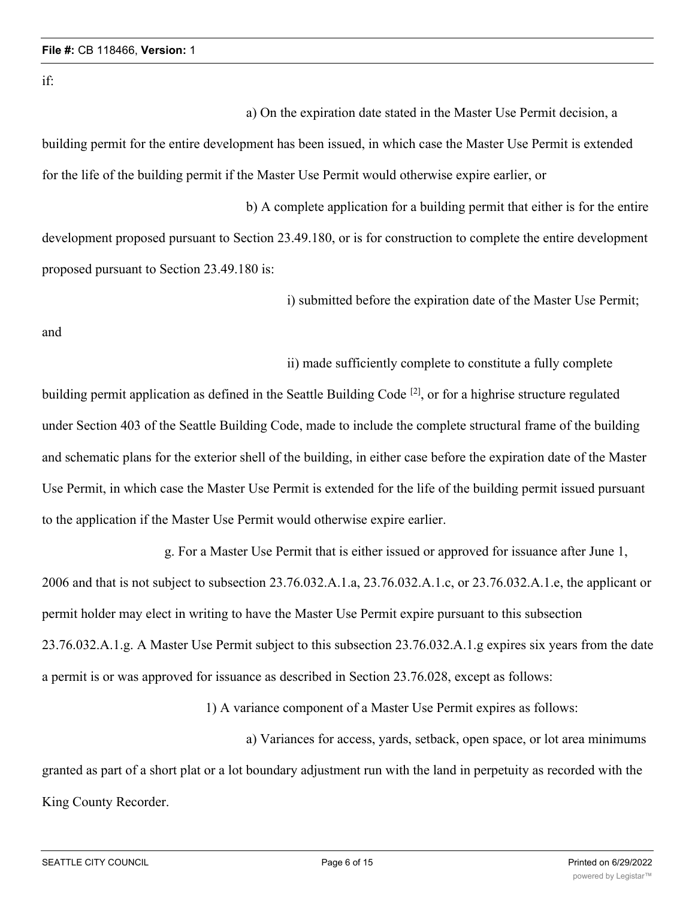if:

a) On the expiration date stated in the Master Use Permit decision, a building permit for the entire development has been issued, in which case the Master Use Permit is extended for the life of the building permit if the Master Use Permit would otherwise expire earlier, or

b) A complete application for a building permit that either is for the entire development proposed pursuant to Section 23.49.180, or is for construction to complete the entire development proposed pursuant to Section 23.49.180 is:

i) submitted before the expiration date of the Master Use Permit; and

ii) made sufficiently complete to constitute a fully complete building permit application as defined in the Seattle Building Code [2], or for a highrise structure regulated under Section 403 of the Seattle Building Code, made to include the complete structural frame of the building and schematic plans for the exterior shell of the building, in either case before the expiration date of the Master Use Permit, in which case the Master Use Permit is extended for the life of the building permit issued pursuant to the application if the Master Use Permit would otherwise expire earlier.

g. For a Master Use Permit that is either issued or approved for issuance after June 1, 2006 and that is not subject to subsection 23.76.032.A.1.a, 23.76.032.A.1.c, or 23.76.032.A.1.e, the applicant or permit holder may elect in writing to have the Master Use Permit expire pursuant to this subsection 23.76.032.A.1.g. A Master Use Permit subject to this subsection 23.76.032.A.1.g expires six years from the date a permit is or was approved for issuance as described in Section 23.76.028, except as follows:

1) A variance component of a Master Use Permit expires as follows:

a) Variances for access, yards, setback, open space, or lot area minimums granted as part of a short plat or a lot boundary adjustment run with the land in perpetuity as recorded with the King County Recorder.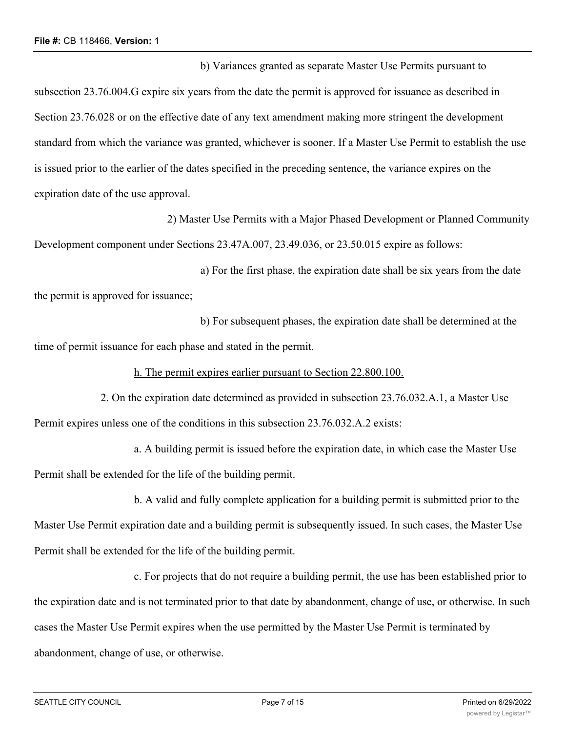b) Variances granted as separate Master Use Permits pursuant to subsection 23.76.004.G expire six years from the date the permit is approved for issuance as described in Section 23.76.028 or on the effective date of any text amendment making more stringent the development standard from which the variance was granted, whichever is sooner. If a Master Use Permit to establish the use is issued prior to the earlier of the dates specified in the preceding sentence, the variance expires on the expiration date of the use approval.

2) Master Use Permits with a Major Phased Development or Planned Community Development component under Sections 23.47A.007, 23.49.036, or 23.50.015 expire as follows:

a) For the first phase, the expiration date shall be six years from the date the permit is approved for issuance;

b) For subsequent phases, the expiration date shall be determined at the time of permit issuance for each phase and stated in the permit.

<u>h. The permit expires earlier pursuant to Section 22.800.100.</u>

2. On the expiration date determined as provided in subsection 23.76.032.A.1, a Master Use Permit expires unless one of the conditions in this subsection 23.76.032.A.2 exists:

a. A building permit is issued before the expiration date, in which case the Master Use Permit shall be extended for the life of the building permit.

b. A valid and fully complete application for a building permit is submitted prior to the Master Use Permit expiration date and a building permit is subsequently issued. In such cases, the Master Use Permit shall be extended for the life of the building permit.

c. For projects that do not require a building permit, the use has been established prior to the expiration date and is not terminated prior to that date by abandonment, change of use, or otherwise. In such cases the Master Use Permit expires when the use permitted by the Master Use Permit is terminated by abandonment, change of use, or otherwise.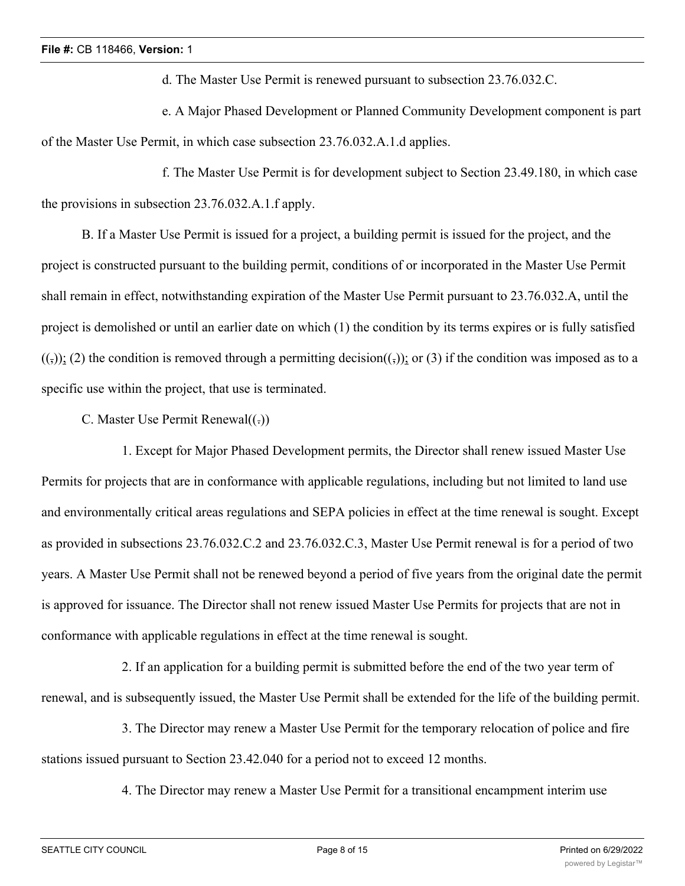d. The Master Use Permit is renewed pursuant to subsection 23.76.032.C.

e. A Major Phased Development or Planned Community Development component is part of the Master Use Permit, in which case subsection 23.76.032.A.1.d applies.

f. The Master Use Permit is for development subject to Section 23.49.180, in which case the provisions in subsection 23.76.032.A.1.f apply.

B. If a Master Use Permit is issued for a project, a building permit is issued for the project, and the project is constructed pursuant to the building permit, conditions of or incorporated in the Master Use Permit shall remain in effect, notwithstanding expiration of the Master Use Permit pursuant to 23.76.032.A, until the project is demolished or until an earlier date on which (1) the condition by its terms expires or is fully satisfied ((,)); (2) the condition is removed through a permitting decision((,)); or (3) if the condition was imposed as to a specific use within the project, that use is terminated.

C. Master Use Permit Renewal((.))

1. Except for Major Phased Development permits, the Director shall renew issued Master Use Permits for projects that are in conformance with applicable regulations, including but not limited to land use and environmentally critical areas regulations and SEPA policies in effect at the time renewal is sought. Except as provided in subsections 23.76.032.C.2 and 23.76.032.C.3, Master Use Permit renewal is for a period of two years. A Master Use Permit shall not be renewed beyond a period of five years from the original date the permit is approved for issuance. The Director shall not renew issued Master Use Permits for projects that are not in conformance with applicable regulations in effect at the time renewal is sought.

2. If an application for a building permit is submitted before the end of the two year term of renewal, and is subsequently issued, the Master Use Permit shall be extended for the life of the building permit.

3. The Director may renew a Master Use Permit for the temporary relocation of police and fire stations issued pursuant to Section 23.42.040 for a period not to exceed 12 months.

4. The Director may renew a Master Use Permit for a transitional encampment interim use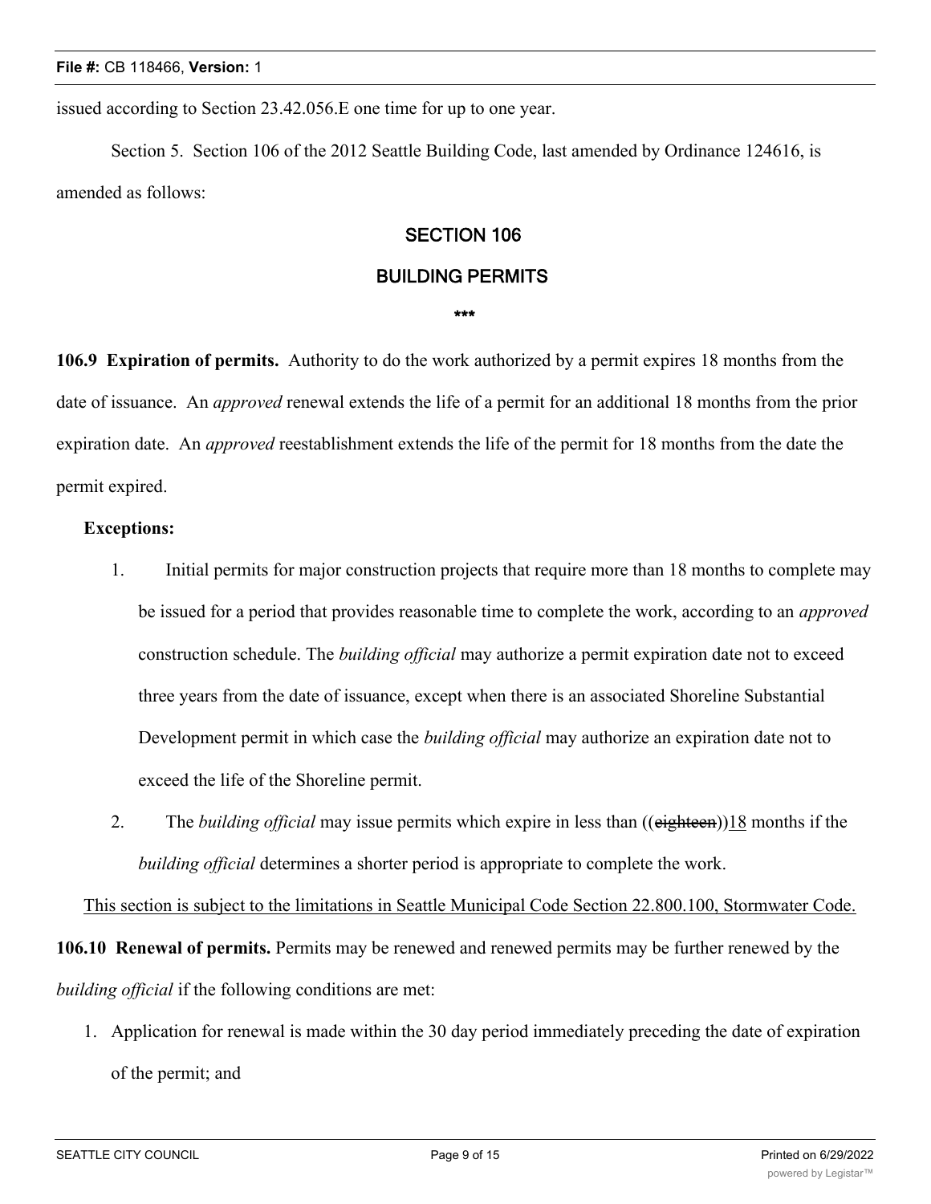issued according to Section 23.42.056.E one time for up to one year.

Section 5. Section 106 of the 2012 Seattle Building Code, last amended by Ordinance 124616, is amended as follows:

## SECTION 106

## BUILDING PERMITS

\*\*\*

**106.9 Expiration of permits.** Authority to do the work authorized by a permit expires 18 months from the date of issuance. An *approved* renewal extends the life of a permit for an additional 18 months from the prior expiration date. An *approved* reestablishment extends the life of the permit for 18 months from the date the permit expired.

**Exceptions:**

1. Initial permits for major construction projects that require more than 18 months to complete may be issued for a period that provides reasonable time to complete the work, according to an *approved* construction schedule. The *building official* may authorize a permit expiration date not to exceed three years from the date of issuance, except when there is an associated Shoreline Substantial Development permit in which case the *building official* may authorize an expiration date not to exceed the life of the Shoreline permit.
2. The *building official* may issue permits which expire in less than ((~~eighteen~~))<u>18</u> months if the *building official* determines a shorter period is appropriate to complete the work.

<u>This section is subject to the limitations in Seattle Municipal Code Section 22.800.100, Stormwater Code.</u>

**106.10 Renewal of permits.** Permits may be renewed and renewed permits may be further renewed by the *building official* if the following conditions are met:

1. Application for renewal is made within the 30 day period immediately preceding the date of expiration of the permit; and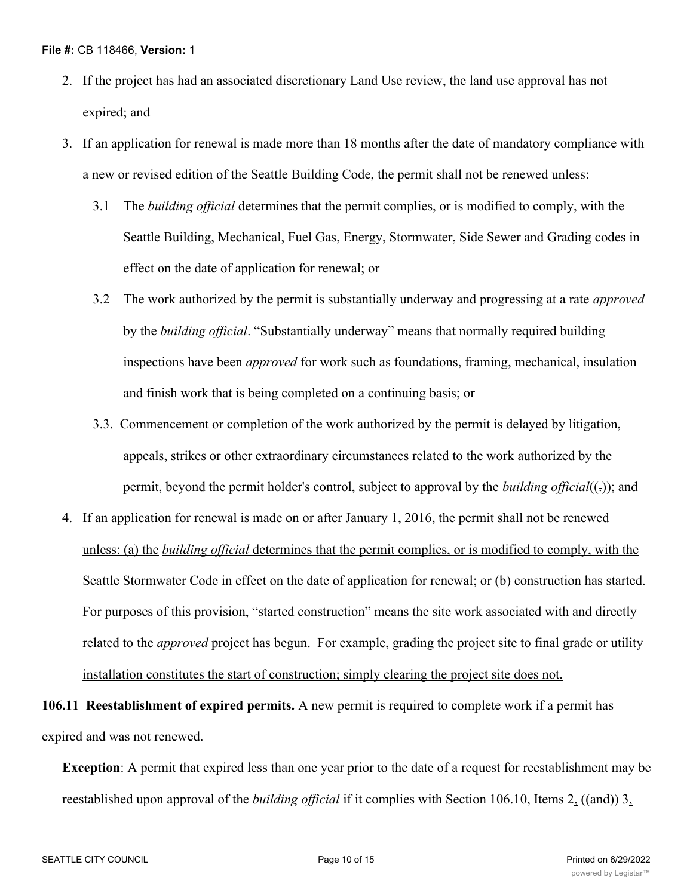2. If the project has had an associated discretionary Land Use review, the land use approval has not expired; and
3. If an application for renewal is made more than 18 months after the date of mandatory compliance with a new or revised edition of the Seattle Building Code, the permit shall not be renewed unless:
   - 3.1 The *building official* determines that the permit complies, or is modified to comply, with the Seattle Building, Mechanical, Fuel Gas, Energy, Stormwater, Side Sewer and Grading codes in effect on the date of application for renewal; or
   - 3.2 The work authorized by the permit is substantially underway and progressing at a rate *approved* by the *building official*. "Substantially underway" means that normally required building inspections have been *approved* for work such as foundations, framing, mechanical, insulation and finish work that is being completed on a continuing basis; or
   - 3.3. Commencement or completion of the work authorized by the permit is delayed by litigation, appeals, strikes or other extraordinary circumstances related to the work authorized by the permit, beyond the permit holder's control, subject to approval by the *building official*((~~.~~)); and
4. If an application for renewal is made on or after January 1, 2016, the permit shall not be renewed unless: (a) the *building official* determines that the permit complies, or is modified to comply, with the Seattle Stormwater Code in effect on the date of application for renewal; or (b) construction has started. For purposes of this provision, "started construction" means the site work associated with and directly related to the *approved* project has begun. For example, grading the project site to final grade or utility installation constitutes the start of construction; simply clearing the project site does not.

**106.11 Reestablishment of expired permits.** A new permit is required to complete work if a permit has expired and was not renewed.

**Exception**: A permit that expired less than one year prior to the date of a request for reestablishment may be reestablished upon approval of the *building official* if it complies with Section 106.10, Items 2, ((~~and~~)) 3,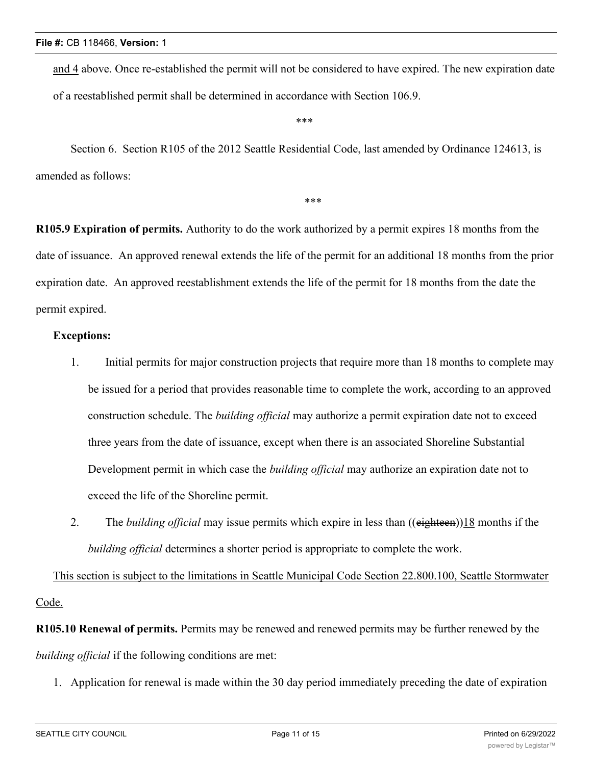<u>and 4</u> above. Once re-established the permit will not be considered to have expired. The new expiration date of a reestablished permit shall be determined in accordance with Section 106.9.

\*\*\*

Section 6. Section R105 of the 2012 Seattle Residential Code, last amended by Ordinance 124613, is amended as follows:

\*\*\*

**R105.9 Expiration of permits.** Authority to do the work authorized by a permit expires 18 months from the date of issuance. An approved renewal extends the life of the permit for an additional 18 months from the prior expiration date. An approved reestablishment extends the life of the permit for 18 months from the date the permit expired.

**Exceptions:**

1. Initial permits for major construction projects that require more than 18 months to complete may be issued for a period that provides reasonable time to complete the work, according to an approved construction schedule. The *building official* may authorize a permit expiration date not to exceed three years from the date of issuance, except when there is an associated Shoreline Substantial Development permit in which case the *building official* may authorize an expiration date not to exceed the life of the Shoreline permit.
2. The *building official* may issue permits which expire in less than ((~~eighteen~~))<u>18</u> months if the *building official* determines a shorter period is appropriate to complete the work.

<u>This section is subject to the limitations in Seattle Municipal Code Section 22.800.100, Seattle Stormwater Code.</u>

**R105.10 Renewal of permits.** Permits may be renewed and renewed permits may be further renewed by the *building official* if the following conditions are met:

1. Application for renewal is made within the 30 day period immediately preceding the date of expiration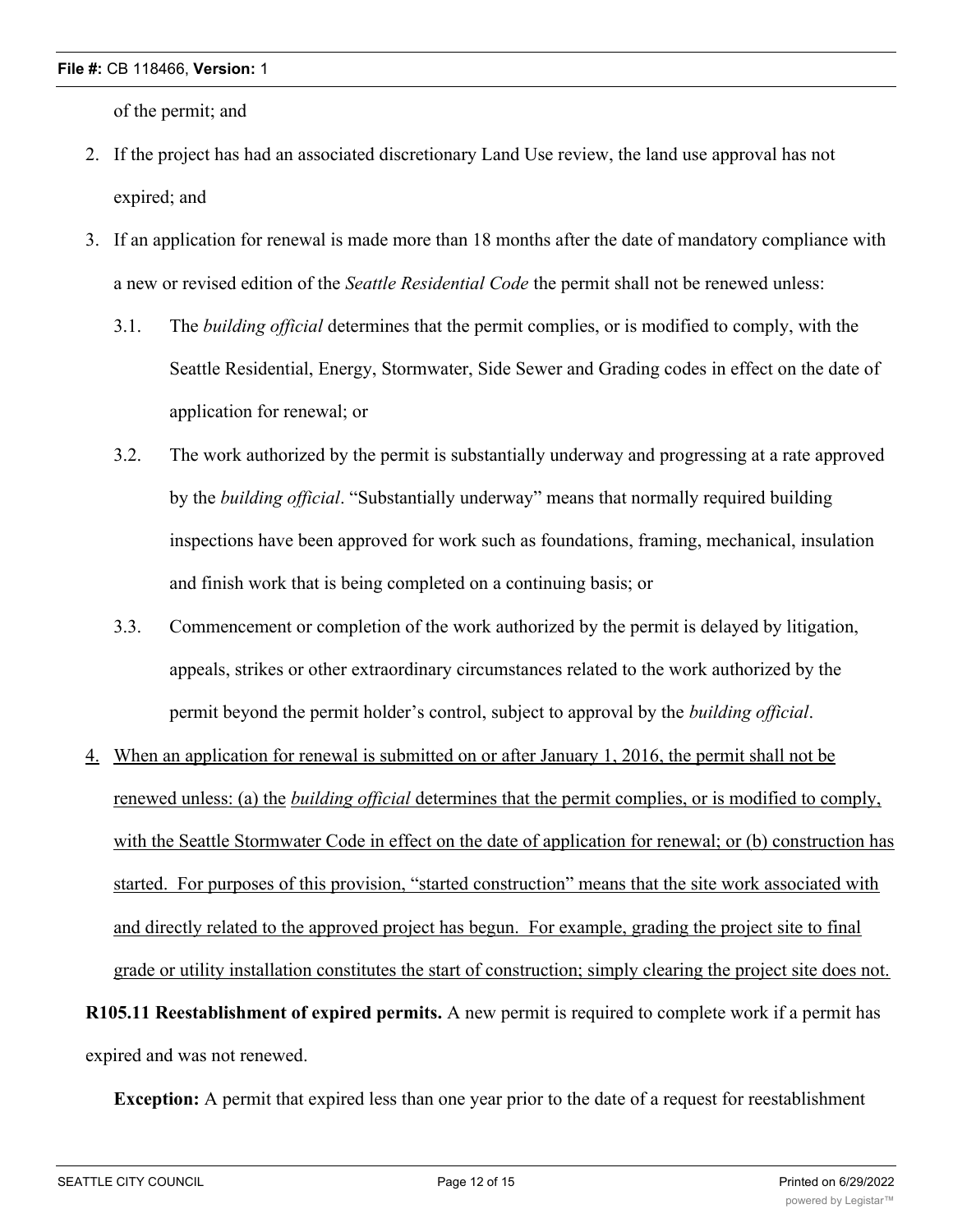of the permit; and

2. If the project has had an associated discretionary Land Use review, the land use approval has not expired; and
3. If an application for renewal is made more than 18 months after the date of mandatory compliance with a new or revised edition of the *Seattle Residential Code* the permit shall not be renewed unless:
   - 3.1. The *building official* determines that the permit complies, or is modified to comply, with the Seattle Residential, Energy, Stormwater, Side Sewer and Grading codes in effect on the date of application for renewal; or
   - 3.2. The work authorized by the permit is substantially underway and progressing at a rate approved by the *building official*. "Substantially underway" means that normally required building inspections have been approved for work such as foundations, framing, mechanical, insulation and finish work that is being completed on a continuing basis; or
   - 3.3. Commencement or completion of the work authorized by the permit is delayed by litigation, appeals, strikes or other extraordinary circumstances related to the work authorized by the permit beyond the permit holder's control, subject to approval by the *building official*.
4. <u>When an application for renewal is submitted on or after January 1, 2016, the permit shall not be renewed unless: (a) the *building official* determines that the permit complies, or is modified to comply, with the Seattle Stormwater Code in effect on the date of application for renewal; or (b) construction has started. For purposes of this provision, "started construction" means that the site work associated with and directly related to the approved project has begun. For example, grading the project site to final grade or utility installation constitutes the start of construction; simply clearing the project site does not.</u>

**R105.11 Reestablishment of expired permits.** A new permit is required to complete work if a permit has expired and was not renewed.

**Exception:** A permit that expired less than one year prior to the date of a request for reestablishment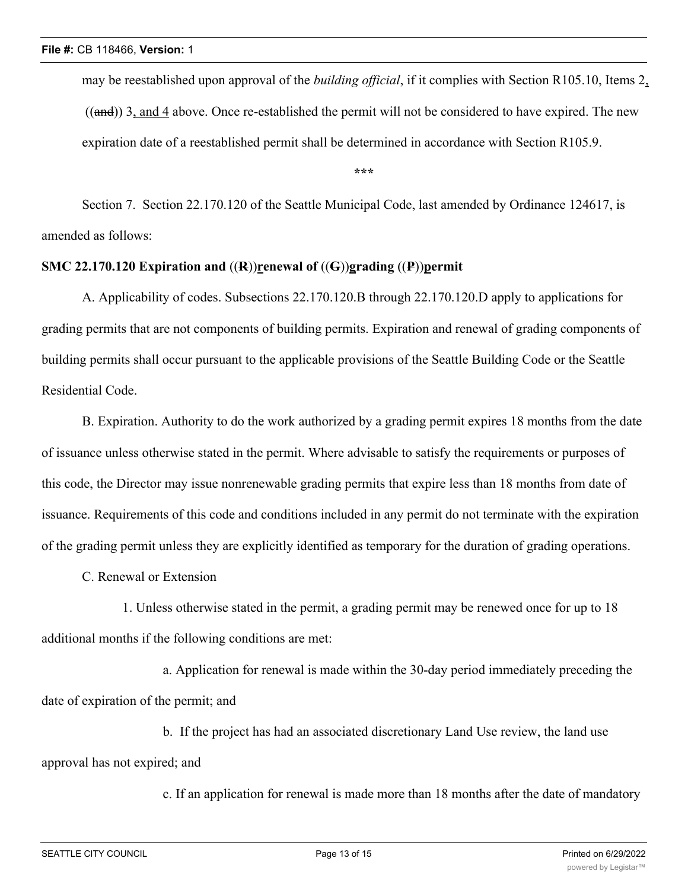may be reestablished upon approval of the *building official*, if it complies with Section R105.10, Items 2, ((~~and~~)) 3, and 4 above. Once re-established the permit will not be considered to have expired. The new expiration date of a reestablished permit shall be determined in accordance with Section R105.9.

\*\*\*

Section 7. Section 22.170.120 of the Seattle Municipal Code, last amended by Ordinance 124617, is amended as follows:

**SMC 22.170.120 Expiration and ((~~R~~))renewal of ((~~G~~))grading ((~~P~~))permit**

A. Applicability of codes. Subsections 22.170.120.B through 22.170.120.D apply to applications for grading permits that are not components of building permits. Expiration and renewal of grading components of building permits shall occur pursuant to the applicable provisions of the Seattle Building Code or the Seattle Residential Code.

B. Expiration. Authority to do the work authorized by a grading permit expires 18 months from the date of issuance unless otherwise stated in the permit. Where advisable to satisfy the requirements or purposes of this code, the Director may issue nonrenewable grading permits that expire less than 18 months from date of issuance. Requirements of this code and conditions included in any permit do not terminate with the expiration of the grading permit unless they are explicitly identified as temporary for the duration of grading operations.

C. Renewal or Extension

1. Unless otherwise stated in the permit, a grading permit may be renewed once for up to 18 additional months if the following conditions are met:

a. Application for renewal is made within the 30-day period immediately preceding the date of expiration of the permit; and

b. If the project has had an associated discretionary Land Use review, the land use approval has not expired; and

c. If an application for renewal is made more than 18 months after the date of mandatory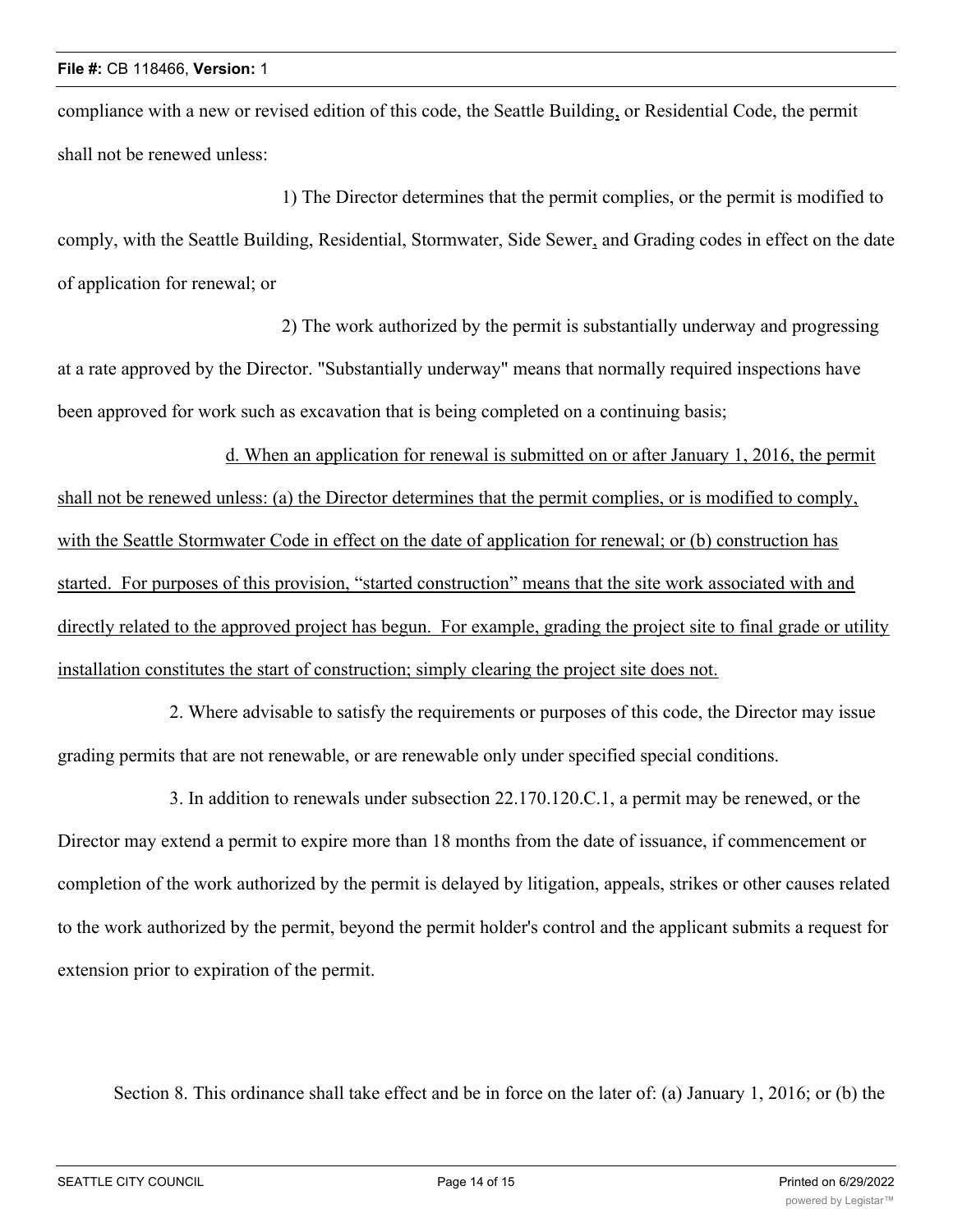compliance with a new or revised edition of this code, the Seattle Building<u>,</u> or Residential Code, the permit shall not be renewed unless:

1) The Director determines that the permit complies, or the permit is modified to comply, with the Seattle Building, Residential, Stormwater, Side Sewer<u>,</u> and Grading codes in effect on the date of application for renewal; or

2) The work authorized by the permit is substantially underway and progressing at a rate approved by the Director. "Substantially underway" means that normally required inspections have been approved for work such as excavation that is being completed on a continuing basis;

<u>d. When an application for renewal is submitted on or after January 1, 2016, the permit shall not be renewed unless: (a) the Director determines that the permit complies, or is modified to comply, with the Seattle Stormwater Code in effect on the date of application for renewal; or (b) construction has started. For purposes of this provision, "started construction" means that the site work associated with and directly related to the approved project has begun. For example, grading the project site to final grade or utility installation constitutes the start of construction; simply clearing the project site does not.</u>

2. Where advisable to satisfy the requirements or purposes of this code, the Director may issue grading permits that are not renewable, or are renewable only under specified special conditions.

3. In addition to renewals under subsection 22.170.120.C.1, a permit may be renewed, or the Director may extend a permit to expire more than 18 months from the date of issuance, if commencement or completion of the work authorized by the permit is delayed by litigation, appeals, strikes or other causes related to the work authorized by the permit, beyond the permit holder's control and the applicant submits a request for extension prior to expiration of the permit.

Section 8. This ordinance shall take effect and be in force on the later of: (a) January 1, 2016; or (b) the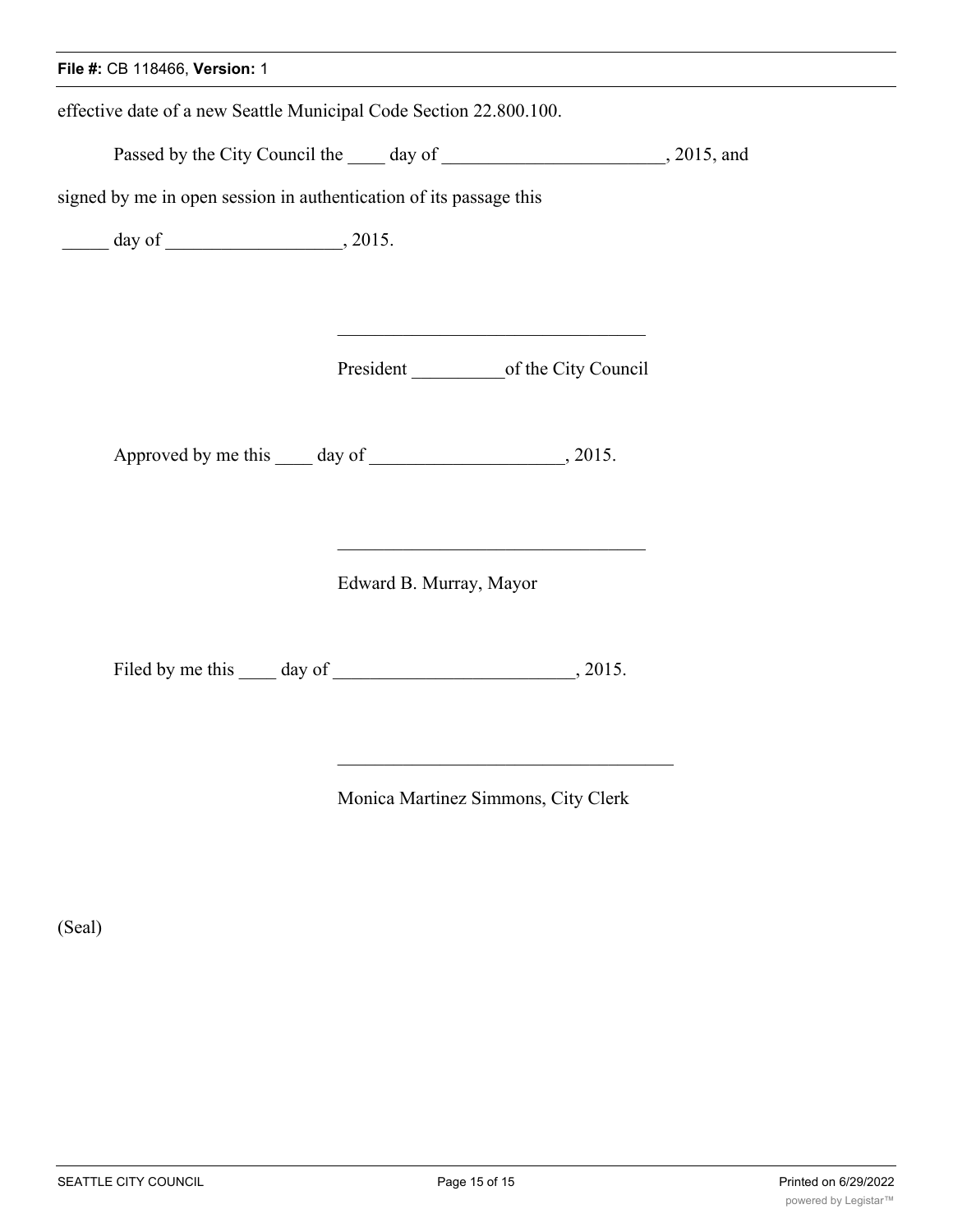effective date of a new Seattle Municipal Code Section 22.800.100.

Passed by the City Council the ____ day of ________________________, 2015, and signed by me in open session in authentication of its passage this

_____ day of ___________________, 2015.

_________________________________

President __________of the City Council

Approved by me this ____ day of _____________________, 2015.

_________________________________

Edward B. Murray, Mayor

Filed by me this ____ day of __________________________, 2015.

____________________________________

Monica Martinez Simmons, City Clerk

(Seal)